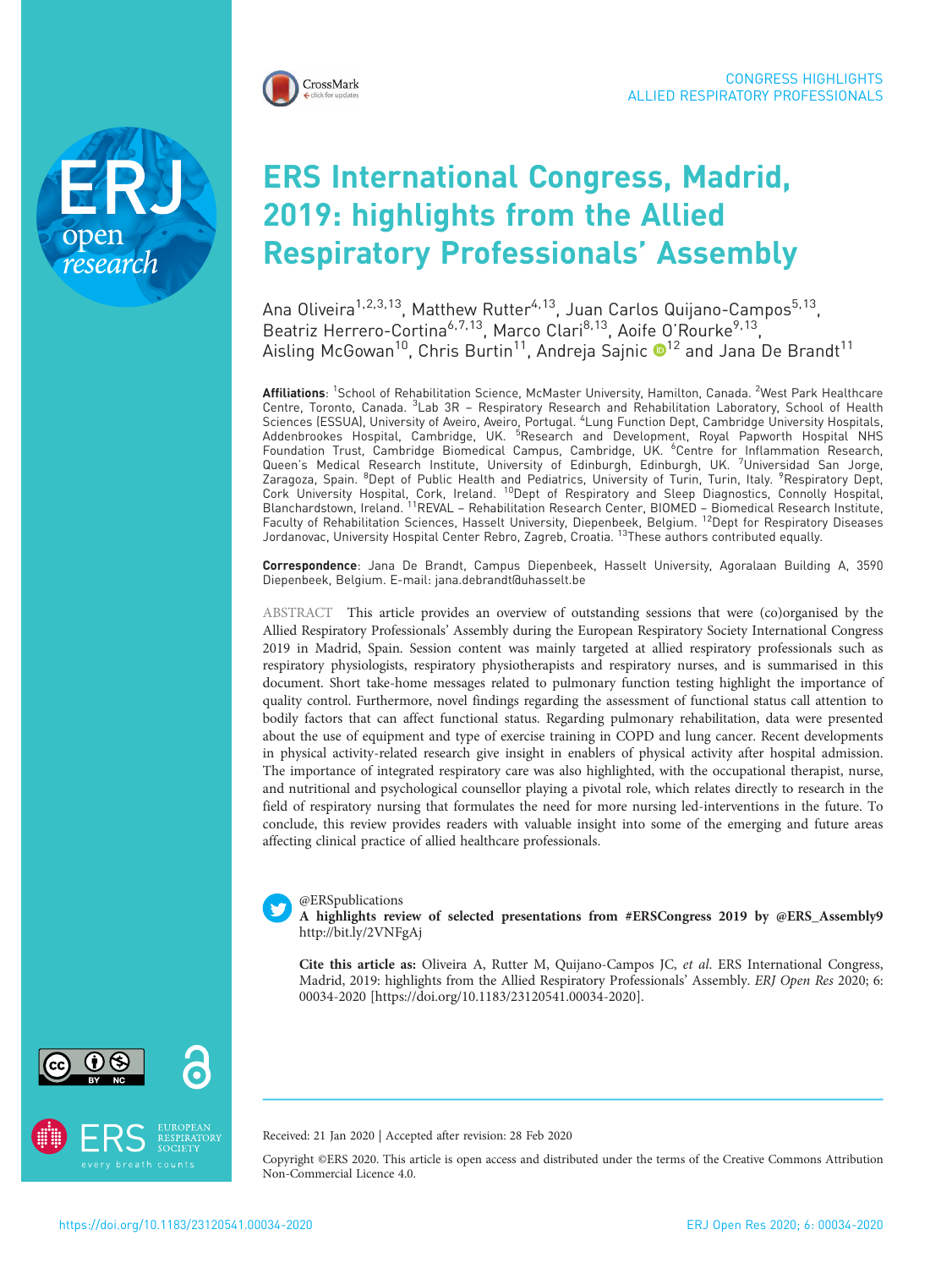CONGRESS HIGHLIGHTS
ALLIED RESPIRATORY PROFESSIONALS

# ERS International Congress, Madrid, 2019: highlights from the Allied Respiratory Professionals' Assembly

Ana Oliveira[1,2,3,13], Matthew Rutter[4,13], Juan Carlos Quijano-Campos[5,13], Beatriz Herrero-Cortina[6,7,13], Marco Clari[8,13], Aoife O'Rourke[9,13], Aisling McGowan[10], Chris Burtin[11], Andreja Sajnic[12] and Jana De Brandt[11]

**Affiliations**: [1]School of Rehabilitation Science, McMaster University, Hamilton, Canada. [2]West Park Healthcare Centre, Toronto, Canada. [3]Lab 3R – Respiratory Research and Rehabilitation Laboratory, School of Health Sciences (ESSUA), University of Aveiro, Aveiro, Portugal. [4]Lung Function Dept, Cambridge University Hospitals, Addenbrookes Hospital, Cambridge, UK. [5]Research and Development, Royal Papworth Hospital NHS Foundation Trust, Cambridge Biomedical Campus, Cambridge, UK. [6]Centre for Inflammation Research, Queen's Medical Research Institute, University of Edinburgh, Edinburgh, UK. [7]Universidad San Jorge, Zaragoza, Spain. [8]Dept of Public Health and Pediatrics, University of Turin, Turin, Italy. [9]Respiratory Dept, Cork University Hospital, Cork, Ireland. [10]Dept of Respiratory and Sleep Diagnostics, Connolly Hospital, Blanchardstown, Ireland. [11]REVAL – Rehabilitation Research Center, BIOMED – Biomedical Research Institute, Faculty of Rehabilitation Sciences, Hasselt University, Diepenbeek, Belgium. [12]Dept for Respiratory Diseases Jordanovac, University Hospital Center Rebro, Zagreb, Croatia. [13]These authors contributed equally.

**Correspondence**: Jana De Brandt, Campus Diepenbeek, Hasselt University, Agoralaan Building A, 3590 Diepenbeek, Belgium. E-mail: jana.debrandt@uhasselt.be

ABSTRACT This article provides an overview of outstanding sessions that were (co)organised by the Allied Respiratory Professionals' Assembly during the European Respiratory Society International Congress 2019 in Madrid, Spain. Session content was mainly targeted at allied respiratory professionals such as respiratory physiologists, respiratory physiotherapists and respiratory nurses, and is summarised in this document. Short take-home messages related to pulmonary function testing highlight the importance of quality control. Furthermore, novel findings regarding the assessment of functional status call attention to bodily factors that can affect functional status. Regarding pulmonary rehabilitation, data were presented about the use of equipment and type of exercise training in COPD and lung cancer. Recent developments in physical activity-related research give insight in enablers of physical activity after hospital admission. The importance of integrated respiratory care was also highlighted, with the occupational therapist, nurse, and nutritional and psychological counsellor playing a pivotal role, which relates directly to research in the field of respiratory nursing that formulates the need for more nursing led-interventions in the future. To conclude, this review provides readers with valuable insight into some of the emerging and future areas affecting clinical practice of allied healthcare professionals.

@ERSpublications
**A highlights review of selected presentations from #ERSCongress 2019 by @ERS_Assembly9**
http://bit.ly/2VNFgAj

**Cite this article as:** Oliveira A, Rutter M, Quijano-Campos JC, *et al*. ERS International Congress, Madrid, 2019: highlights from the Allied Respiratory Professionals' Assembly. *ERJ Open Res* 2020; 6: 00034-2020 [https://doi.org/10.1183/23120541.00034-2020].

Received: 21 Jan 2020 | Accepted after revision: 28 Feb 2020

Copyright ©ERS 2020. This article is open access and distributed under the terms of the Creative Commons Attribution Non-Commercial Licence 4.0.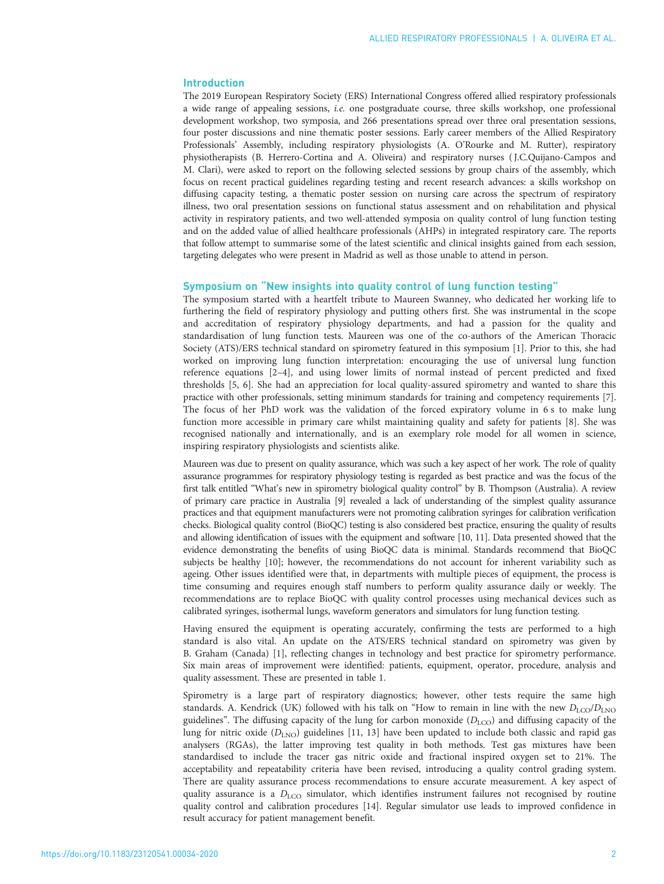## Introduction

The 2019 European Respiratory Society (ERS) International Congress offered allied respiratory professionals a wide range of appealing sessions, *i.e.* one postgraduate course, three skills workshop, one professional development workshop, two symposia, and 266 presentations spread over three oral presentation sessions, four poster discussions and nine thematic poster sessions. Early career members of the Allied Respiratory Professionals' Assembly, including respiratory physiologists (A. O'Rourke and M. Rutter), respiratory physiotherapists (B. Herrero-Cortina and A. Oliveira) and respiratory nurses ( J.C.Quijano-Campos and M. Clari), were asked to report on the following selected sessions by group chairs of the assembly, which focus on recent practical guidelines regarding testing and recent research advances: a skills workshop on diffusing capacity testing, a thematic poster session on nursing care across the spectrum of respiratory illness, two oral presentation sessions on functional status assessment and on rehabilitation and physical activity in respiratory patients, and two well-attended symposia on quality control of lung function testing and on the added value of allied healthcare professionals (AHPs) in integrated respiratory care. The reports that follow attempt to summarise some of the latest scientific and clinical insights gained from each session, targeting delegates who were present in Madrid as well as those unable to attend in person.

## Symposium on "New insights into quality control of lung function testing"

The symposium started with a heartfelt tribute to Maureen Swanney, who dedicated her working life to furthering the field of respiratory physiology and putting others first. She was instrumental in the scope and accreditation of respiratory physiology departments, and had a passion for the quality and standardisation of lung function tests. Maureen was one of the co-authors of the American Thoracic Society (ATS)/ERS technical standard on spirometry featured in this symposium [1]. Prior to this, she had worked on improving lung function interpretation: encouraging the use of universal lung function reference equations [2–4], and using lower limits of normal instead of percent predicted and fixed thresholds [5, 6]. She had an appreciation for local quality-assured spirometry and wanted to share this practice with other professionals, setting minimum standards for training and competency requirements [7]. The focus of her PhD work was the validation of the forced expiratory volume in 6 s to make lung function more accessible in primary care whilst maintaining quality and safety for patients [8]. She was recognised nationally and internationally, and is an exemplary role model for all women in science, inspiring respiratory physiologists and scientists alike.

Maureen was due to present on quality assurance, which was such a key aspect of her work. The role of quality assurance programmes for respiratory physiology testing is regarded as best practice and was the focus of the first talk entitled "What's new in spirometry biological quality control" by B. Thompson (Australia). A review of primary care practice in Australia [9] revealed a lack of understanding of the simplest quality assurance practices and that equipment manufacturers were not promoting calibration syringes for calibration verification checks. Biological quality control (BioQC) testing is also considered best practice, ensuring the quality of results and allowing identification of issues with the equipment and software [10, 11]. Data presented showed that the evidence demonstrating the benefits of using BioQC data is minimal. Standards recommend that BioQC subjects be healthy [10]; however, the recommendations do not account for inherent variability such as ageing. Other issues identified were that, in departments with multiple pieces of equipment, the process is time consuming and requires enough staff numbers to perform quality assurance daily or weekly. The recommendations are to replace BioQC with quality control processes using mechanical devices such as calibrated syringes, isothermal lungs, waveform generators and simulators for lung function testing.

Having ensured the equipment is operating accurately, confirming the tests are performed to a high standard is also vital. An update on the ATS/ERS technical standard on spirometry was given by B. Graham (Canada) [1], reflecting changes in technology and best practice for spirometry performance. Six main areas of improvement were identified: patients, equipment, operator, procedure, analysis and quality assessment. These are presented in table 1.

Spirometry is a large part of respiratory diagnostics; however, other tests require the same high standards. A. Kendrick (UK) followed with his talk on "How to remain in line with the new $D_{LCO}$/$D_{LNO}$ guidelines". The diffusing capacity of the lung for carbon monoxide ($D_{LCO}$) and diffusing capacity of the lung for nitric oxide ($D_{LNO}$) guidelines [11, 13] have been updated to include both classic and rapid gas analysers (RGAs), the latter improving test quality in both methods. Test gas mixtures have been standardised to include the tracer gas nitric oxide and fractional inspired oxygen set to 21%. The acceptability and repeatability criteria have been revised, introducing a quality control grading system. There are quality assurance process recommendations to ensure accurate measurement. A key aspect of quality assurance is a $D_{LCO}$ simulator, which identifies instrument failures not recognised by routine quality control and calibration procedures [14]. Regular simulator use leads to improved confidence in result accuracy for patient management benefit.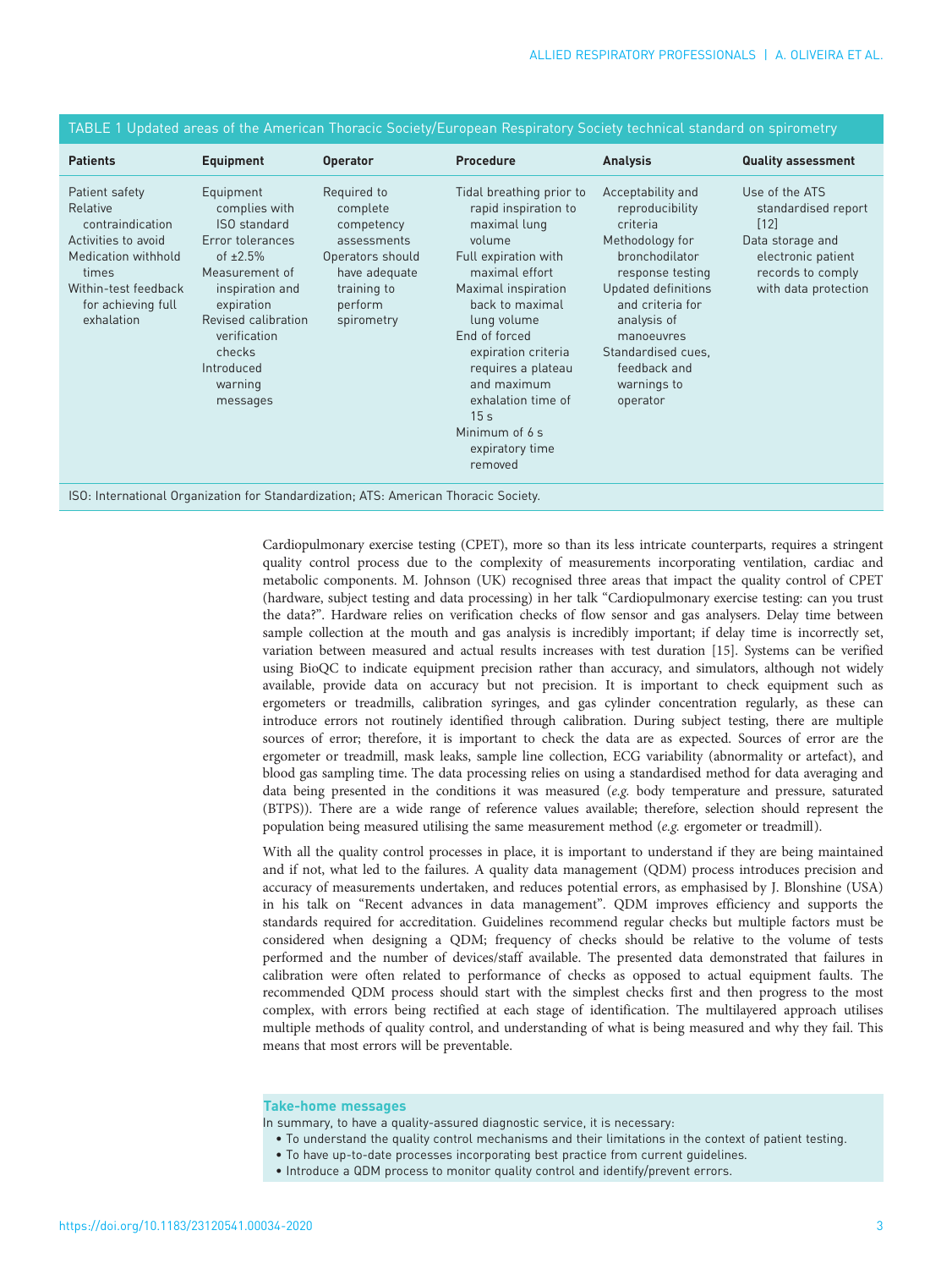TABLE 1 Updated areas of the American Thoracic Society/European Respiratory Society technical standard on spirometry

| Patients | Equipment | Operator | Procedure | Analysis | Quality assessment |
|---|---|---|---|---|---|
| Patient safety<br>Relative contraindication<br>Activities to avoid<br>Medication withhold times<br>Within-test feedback for achieving full exhalation | Equipment complies with ISO standard<br>Error tolerances of ±2.5%<br>Measurement of inspiration and expiration<br>Revised calibration verification checks<br>Introduced warning messages | Required to complete competency assessments<br>Operators should have adequate training to perform spirometry | Tidal breathing prior to rapid inspiration to maximal lung volume<br>Full expiration with maximal effort<br>Maximal inspiration back to maximal lung volume<br>End of forced expiration criteria requires a plateau and maximum exhalation time of 15 s<br>Minimum of 6 s expiratory time removed | Acceptability and reproducibility criteria<br>Methodology for bronchodilator response testing<br>Updated definitions and criteria for analysis of manoeuvres<br>Standardised cues, feedback and warnings to operator | Use of the ATS standardised report [12]<br>Data storage and electronic patient records to comply with data protection |

ISO: International Organization for Standardization; ATS: American Thoracic Society.

Cardiopulmonary exercise testing (CPET), more so than its less intricate counterparts, requires a stringent quality control process due to the complexity of measurements incorporating ventilation, cardiac and metabolic components. M. Johnson (UK) recognised three areas that impact the quality control of CPET (hardware, subject testing and data processing) in her talk "Cardiopulmonary exercise testing: can you trust the data?". Hardware relies on verification checks of flow sensor and gas analysers. Delay time between sample collection at the mouth and gas analysis is incredibly important; if delay time is incorrectly set, variation between measured and actual results increases with test duration [15]. Systems can be verified using BioQC to indicate equipment precision rather than accuracy, and simulators, although not widely available, provide data on accuracy but not precision. It is important to check equipment such as ergometers or treadmills, calibration syringes, and gas cylinder concentration regularly, as these can introduce errors not routinely identified through calibration. During subject testing, there are multiple sources of error; therefore, it is important to check the data are as expected. Sources of error are the ergometer or treadmill, mask leaks, sample line collection, ECG variability (abnormality or artefact), and blood gas sampling time. The data processing relies on using a standardised method for data averaging and data being presented in the conditions it was measured (*e.g.* body temperature and pressure, saturated (BTPS)). There are a wide range of reference values available; therefore, selection should represent the population being measured utilising the same measurement method (*e.g.* ergometer or treadmill).

With all the quality control processes in place, it is important to understand if they are being maintained and if not, what led to the failures. A quality data management (QDM) process introduces precision and accuracy of measurements undertaken, and reduces potential errors, as emphasised by J. Blonshine (USA) in his talk on "Recent advances in data management". QDM improves efficiency and supports the standards required for accreditation. Guidelines recommend regular checks but multiple factors must be considered when designing a QDM; frequency of checks should be relative to the volume of tests performed and the number of devices/staff available. The presented data demonstrated that failures in calibration were often related to performance of checks as opposed to actual equipment faults. The recommended QDM process should start with the simplest checks first and then progress to the most complex, with errors being rectified at each stage of identification. The multilayered approach utilises multiple methods of quality control, and understanding of what is being measured and why they fail. This means that most errors will be preventable.

**Take-home messages**

In summary, to have a quality-assured diagnostic service, it is necessary:

- To understand the quality control mechanisms and their limitations in the context of patient testing.
- To have up-to-date processes incorporating best practice from current guidelines.
- Introduce a QDM process to monitor quality control and identify/prevent errors.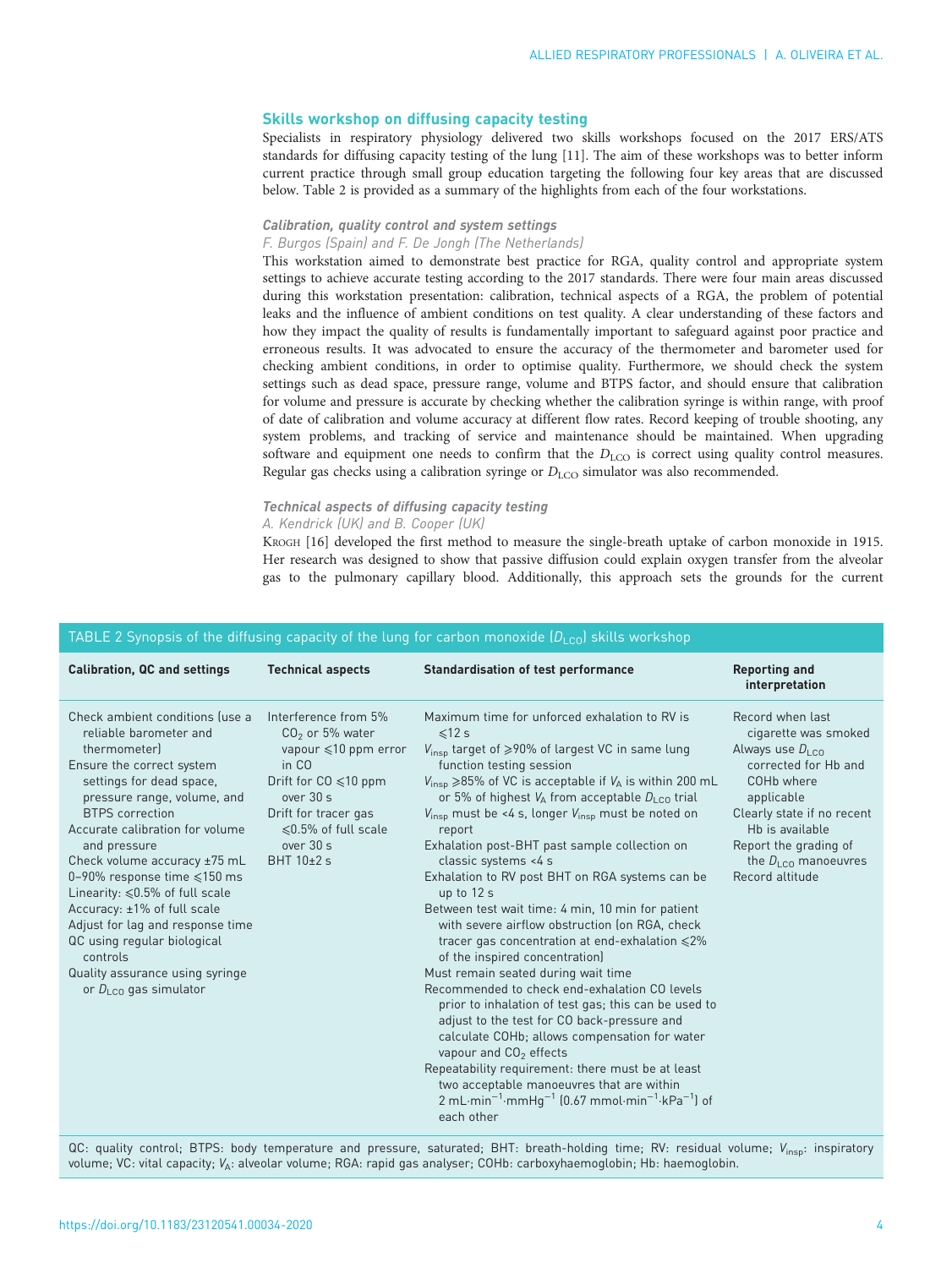## Skills workshop on diffusing capacity testing

Specialists in respiratory physiology delivered two skills workshops focused on the 2017 ERS/ATS standards for diffusing capacity testing of the lung [11]. The aim of these workshops was to better inform current practice through small group education targeting the following four key areas that are discussed below. Table 2 is provided as a summary of the highlights from each of the four workstations.

### Calibration, quality control and system settings

*F. Burgos (Spain) and F. De Jongh (The Netherlands)*

This workstation aimed to demonstrate best practice for RGA, quality control and appropriate system settings to achieve accurate testing according to the 2017 standards. There were four main areas discussed during this workstation presentation: calibration, technical aspects of a RGA, the problem of potential leaks and the influence of ambient conditions on test quality. A clear understanding of these factors and how they impact the quality of results is fundamentally important to safeguard against poor practice and erroneous results. It was advocated to ensure the accuracy of the thermometer and barometer used for checking ambient conditions, in order to optimise quality. Furthermore, we should check the system settings such as dead space, pressure range, volume and BTPS factor, and should ensure that calibration for volume and pressure is accurate by checking whether the calibration syringe is within range, with proof of date of calibration and volume accuracy at different flow rates. Record keeping of trouble shooting, any system problems, and tracking of service and maintenance should be maintained. When upgrading software and equipment one needs to confirm that the $D_{LCO}$ is correct using quality control measures. Regular gas checks using a calibration syringe or $D_{LCO}$ simulator was also recommended.

### Technical aspects of diffusing capacity testing

*A. Kendrick (UK) and B. Cooper (UK)*

Krogh [16] developed the first method to measure the single-breath uptake of carbon monoxide in 1915. Her research was designed to show that passive diffusion could explain oxygen transfer from the alveolar gas to the pulmonary capillary blood. Additionally, this approach sets the grounds for the current

TABLE 2 Synopsis of the diffusing capacity of the lung for carbon monoxide ($D_{LCO}$) skills workshop

| Calibration, QC and settings | Technical aspects | Standardisation of test performance | Reporting and interpretation |
|---|---|---|---|
| Check ambient conditions (use a reliable barometer and thermometer)<br>Ensure the correct system settings for dead space, pressure range, volume, and BTPS correction<br>Accurate calibration for volume and pressure<br>Check volume accuracy ±75 mL<br>0–90% response time ⩽150 ms<br>Linearity: ⩽0.5% of full scale<br>Accuracy: ±1% of full scale<br>Adjust for lag and response time<br>QC using regular biological controls<br>Quality assurance using syringe or $D_{LCO}$ gas simulator | Interference from 5% $CO_2$ or 5% water vapour ⩽10 ppm error in CO<br>Drift for CO ⩽10 ppm over 30 s<br>Drift for tracer gas ⩽0.5% of full scale over 30 s<br>BHT 10±2 s | Maximum time for unforced exhalation to RV is ⩽12 s<br>$V_{insp}$ target of ⩾90% of largest VC in same lung function testing session<br>$V_{insp}$ ⩾85% of VC is acceptable if $V_A$ is within 200 mL or 5% of highest $V_A$ from acceptable $D_{LCO}$ trial<br>$V_{insp}$ must be <4 s, longer $V_{insp}$ must be noted on report<br>Exhalation post-BHT past sample collection on classic systems <4 s<br>Exhalation to RV post BHT on RGA systems can be up to 12 s<br>Between test wait time: 4 min, 10 min for patient with severe airflow obstruction (on RGA, check tracer gas concentration at end-exhalation ⩽2% of the inspired concentration)<br>Must remain seated during wait time<br>Recommended to check end-exhalation CO levels prior to inhalation of test gas; this can be used to adjust to the test for CO back-pressure and calculate COHb; allows compensation for water vapour and $CO_2$ effects<br>Repeatability requirement: there must be at least two acceptable manoeuvres that are within 2 $mL \cdot min^{-1} \cdot mmHg^{-1}$ (0.67 $mmol \cdot min^{-1} \cdot kPa^{-1}$) of each other | Record when last cigarette was smoked<br>Always use $D_{LCO}$ corrected for Hb and COHb where applicable<br>Clearly state if no recent Hb is available<br>Report the grading of the $D_{LCO}$ manoeuvres<br>Record altitude |

QC: quality control; BTPS: body temperature and pressure, saturated; BHT: breath-holding time; RV: residual volume; $V_{insp}$: inspiratory volume; VC: vital capacity; $V_A$: alveolar volume; RGA: rapid gas analyser; COHb: carboxyhaemoglobin; Hb: haemoglobin.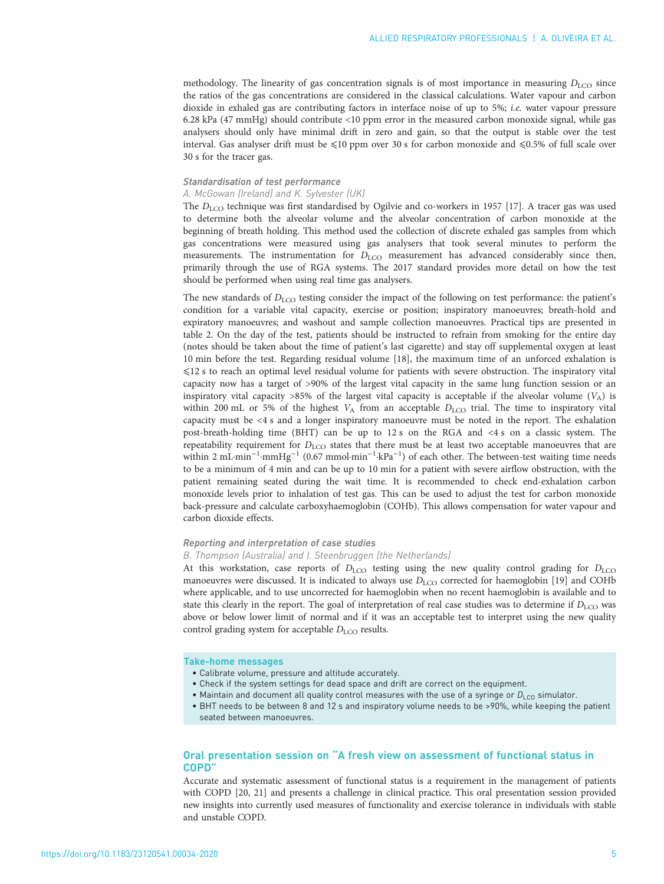methodology. The linearity of gas concentration signals is of most importance in measuring $D_{LCO}$ since the ratios of the gas concentrations are considered in the classical calculations. Water vapour and carbon dioxide in exhaled gas are contributing factors in interface noise of up to 5%; *i.e.* water vapour pressure 6.28 kPa (47 mmHg) should contribute <10 ppm error in the measured carbon monoxide signal, while gas analysers should only have minimal drift in zero and gain, so that the output is stable over the test interval. Gas analyser drift must be ⩽10 ppm over 30 s for carbon monoxide and ⩽0.5% of full scale over 30 s for the tracer gas.

#### *Standardisation of test performance*

*A. McGowan (Ireland) and K. Sylvester (UK)*

The $D_{LCO}$ technique was first standardised by Ogilvie and co-workers in 1957 [17]. A tracer gas was used to determine both the alveolar volume and the alveolar concentration of carbon monoxide at the beginning of breath holding. This method used the collection of discrete exhaled gas samples from which gas concentrations were measured using gas analysers that took several minutes to perform the measurements. The instrumentation for $D_{LCO}$ measurement has advanced considerably since then, primarily through the use of RGA systems. The 2017 standard provides more detail on how the test should be performed when using real time gas analysers.

The new standards of $D_{LCO}$ testing consider the impact of the following on test performance: the patient's condition for a variable vital capacity, exercise or position; inspiratory manoeuvres; breath-hold and expiratory manoeuvres; and washout and sample collection manoeuvres. Practical tips are presented in table 2. On the day of the test, patients should be instructed to refrain from smoking for the entire day (notes should be taken about the time of patient's last cigarette) and stay off supplemental oxygen at least 10 min before the test. Regarding residual volume [18], the maximum time of an unforced exhalation is ⩽12 s to reach an optimal level residual volume for patients with severe obstruction. The inspiratory vital capacity now has a target of >90% of the largest vital capacity in the same lung function session or an inspiratory vital capacity >85% of the largest vital capacity is acceptable if the alveolar volume ($V_A$) is within 200 mL or 5% of the highest $V_A$ from an acceptable $D_{LCO}$ trial. The time to inspiratory vital capacity must be <4 s and a longer inspiratory manoeuvre must be noted in the report. The exhalation post-breath-holding time (BHT) can be up to 12 s on the RGA and <4 s on a classic system. The repeatability requirement for $D_{LCO}$ states that there must be at least two acceptable manoeuvres that are within 2 $mL \cdot min^{-1} \cdot mmHg^{-1}$ (0.67 $mmol \cdot min^{-1} \cdot kPa^{-1}$) of each other. The between-test waiting time needs to be a minimum of 4 min and can be up to 10 min for a patient with severe airflow obstruction, with the patient remaining seated during the wait time. It is recommended to check end-exhalation carbon monoxide levels prior to inhalation of test gas. This can be used to adjust the test for carbon monoxide back-pressure and calculate carboxyhaemoglobin (COHb). This allows compensation for water vapour and carbon dioxide effects.

#### *Reporting and interpretation of case studies*

*B. Thompson (Australia) and I. Steenbruggen (the Netherlands)*

At this workstation, case reports of $D_{LCO}$ testing using the new quality control grading for $D_{LCO}$ manoeuvres were discussed. It is indicated to always use $D_{LCO}$ corrected for haemoglobin [19] and COHb where applicable, and to use uncorrected for haemoglobin when no recent haemoglobin is available and to state this clearly in the report. The goal of interpretation of real case studies was to determine if $D_{LCO}$ was above or below lower limit of normal and if it was an acceptable test to interpret using the new quality control grading system for acceptable $D_{LCO}$ results.

**Take-home messages**

- Calibrate volume, pressure and altitude accurately.
- Check if the system settings for dead space and drift are correct on the equipment.
- Maintain and document all quality control measures with the use of a syringe or $D_{LCO}$ simulator.
- BHT needs to be between 8 and 12 s and inspiratory volume needs to be >90%, while keeping the patient seated between manoeuvres.

## Oral presentation session on "A fresh view on assessment of functional status in COPD"

Accurate and systematic assessment of functional status is a requirement in the management of patients with COPD [20, 21] and presents a challenge in clinical practice. This oral presentation session provided new insights into currently used measures of functionality and exercise tolerance in individuals with stable and unstable COPD.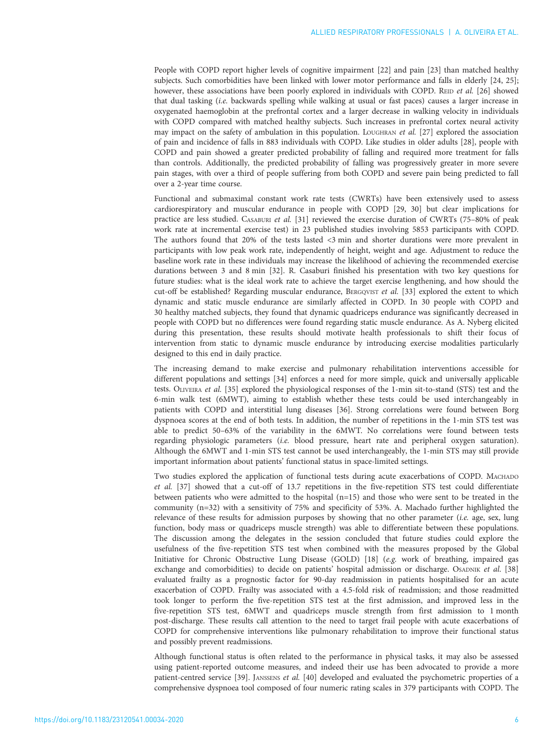People with COPD report higher levels of cognitive impairment [22] and pain [23] than matched healthy subjects. Such comorbidities have been linked with lower motor performance and falls in elderly [24, 25]; however, these associations have been poorly explored in individuals with COPD. Reid *et al.* [26] showed that dual tasking (*i.e.* backwards spelling while walking at usual or fast paces) causes a larger increase in oxygenated haemoglobin at the prefrontal cortex and a larger decrease in walking velocity in individuals with COPD compared with matched healthy subjects. Such increases in prefrontal cortex neural activity may impact on the safety of ambulation in this population. Loughran *et al.* [27] explored the association of pain and incidence of falls in 883 individuals with COPD. Like studies in older adults [28], people with COPD and pain showed a greater predicted probability of falling and required more treatment for falls than controls. Additionally, the predicted probability of falling was progressively greater in more severe pain stages, with over a third of people suffering from both COPD and severe pain being predicted to fall over a 2-year time course.

Functional and submaximal constant work rate tests (CWRTs) have been extensively used to assess cardiorespiratory and muscular endurance in people with COPD [29, 30] but clear implications for practice are less studied. Casaburi *et al.* [31] reviewed the exercise duration of CWRTs (75–80% of peak work rate at incremental exercise test) in 23 published studies involving 5853 participants with COPD. The authors found that 20% of the tests lasted <3 min and shorter durations were more prevalent in participants with low peak work rate, independently of height, weight and age. Adjustment to reduce the baseline work rate in these individuals may increase the likelihood of achieving the recommended exercise durations between 3 and 8 min [32]. R. Casaburi finished his presentation with two key questions for future studies: what is the ideal work rate to achieve the target exercise lengthening, and how should the cut-off be established? Regarding muscular endurance, Bergqvist *et al.* [33] explored the extent to which dynamic and static muscle endurance are similarly affected in COPD. In 30 people with COPD and 30 healthy matched subjects, they found that dynamic quadriceps endurance was significantly decreased in people with COPD but no differences were found regarding static muscle endurance. As A. Nyberg elicited during this presentation, these results should motivate health professionals to shift their focus of intervention from static to dynamic muscle endurance by introducing exercise modalities particularly designed to this end in daily practice.

The increasing demand to make exercise and pulmonary rehabilitation interventions accessible for different populations and settings [34] enforces a need for more simple, quick and universally applicable tests. Oliveira *et al.* [35] explored the physiological responses of the 1-min sit-to-stand (STS) test and the 6-min walk test (6MWT), aiming to establish whether these tests could be used interchangeably in patients with COPD and interstitial lung diseases [36]. Strong correlations were found between Borg dyspnoea scores at the end of both tests. In addition, the number of repetitions in the 1-min STS test was able to predict 50–63% of the variability in the 6MWT. No correlations were found between tests regarding physiologic parameters (*i.e.* blood pressure, heart rate and peripheral oxygen saturation). Although the 6MWT and 1-min STS test cannot be used interchangeably, the 1-min STS may still provide important information about patients' functional status in space-limited settings.

Two studies explored the application of functional tests during acute exacerbations of COPD. Machado *et al.* [37] showed that a cut-off of 13.7 repetitions in the five-repetition STS test could differentiate between patients who were admitted to the hospital (n=15) and those who were sent to be treated in the community (n=32) with a sensitivity of 75% and specificity of 53%. A. Machado further highlighted the relevance of these results for admission purposes by showing that no other parameter (*i.e.* age, sex, lung function, body mass or quadriceps muscle strength) was able to differentiate between these populations. The discussion among the delegates in the session concluded that future studies could explore the usefulness of the five-repetition STS test when combined with the measures proposed by the Global Initiative for Chronic Obstructive Lung Disease (GOLD) [18] (*e.g.* work of breathing, impaired gas exchange and comorbidities) to decide on patients' hospital admission or discharge. Osadnik *et al.* [38] evaluated frailty as a prognostic factor for 90-day readmission in patients hospitalised for an acute exacerbation of COPD. Frailty was associated with a 4.5-fold risk of readmission; and those readmitted took longer to perform the five-repetition STS test at the first admission, and improved less in the five-repetition STS test, 6MWT and quadriceps muscle strength from first admission to 1 month post-discharge. These results call attention to the need to target frail people with acute exacerbations of COPD for comprehensive interventions like pulmonary rehabilitation to improve their functional status and possibly prevent readmissions.

Although functional status is often related to the performance in physical tasks, it may also be assessed using patient-reported outcome measures, and indeed their use has been advocated to provide a more patient-centred service [39]. Janssens *et al.* [40] developed and evaluated the psychometric properties of a comprehensive dyspnoea tool composed of four numeric rating scales in 379 participants with COPD. The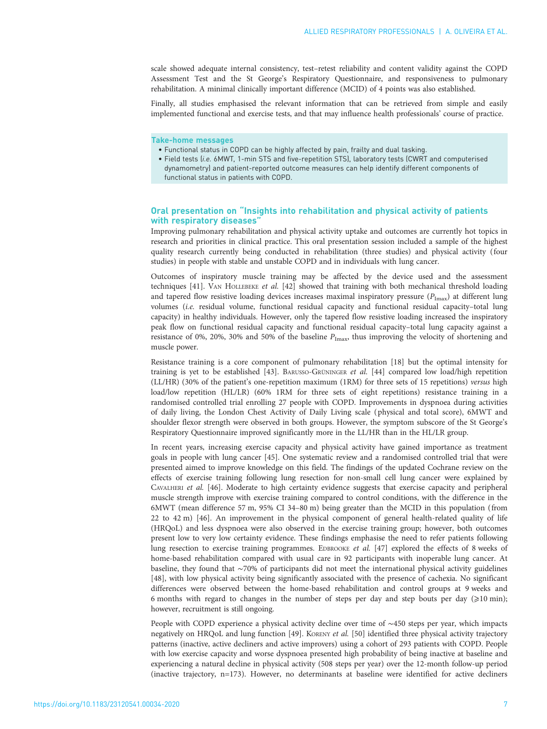scale showed adequate internal consistency, test–retest reliability and content validity against the COPD Assessment Test and the St George's Respiratory Questionnaire, and responsiveness to pulmonary rehabilitation. A minimal clinically important difference (MCID) of 4 points was also established.

Finally, all studies emphasised the relevant information that can be retrieved from simple and easily implemented functional and exercise tests, and that may influence health professionals' course of practice.

**Take-home messages**

- Functional status in COPD can be highly affected by pain, frailty and dual tasking.
- Field tests (*i.e.* 6MWT, 1-min STS and five-repetition STS), laboratory tests (CWRT and computerised dynamometry) and patient-reported outcome measures can help identify different components of functional status in patients with COPD.

## Oral presentation on "Insights into rehabilitation and physical activity of patients with respiratory diseases"

Improving pulmonary rehabilitation and physical activity uptake and outcomes are currently hot topics in research and priorities in clinical practice. This oral presentation session included a sample of the highest quality research currently being conducted in rehabilitation (three studies) and physical activity (four studies) in people with stable and unstable COPD and in individuals with lung cancer.

Outcomes of inspiratory muscle training may be affected by the device used and the assessment techniques [41]. Van Hollebeke *et al.* [42] showed that training with both mechanical threshold loading and tapered flow resistive loading devices increases maximal inspiratory pressure ($P_{Imax}$) at different lung volumes (*i.e.* residual volume, functional residual capacity and functional residual capacity–total lung capacity) in healthy individuals. However, only the tapered flow resistive loading increased the inspiratory peak flow on functional residual capacity and functional residual capacity–total lung capacity against a resistance of 0%, 20%, 30% and 50% of the baseline $P_{Imax}$, thus improving the velocity of shortening and muscle power.

Resistance training is a core component of pulmonary rehabilitation [18] but the optimal intensity for training is yet to be established [43]. Barusso-Grüninger *et al.* [44] compared low load/high repetition (LL/HR) (30% of the patient's one-repetition maximum (1RM) for three sets of 15 repetitions) *versus* high load/low repetition (HL/LR) (60% 1RM for three sets of eight repetitions) resistance training in a randomised controlled trial enrolling 27 people with COPD. Improvements in dyspnoea during activities of daily living, the London Chest Activity of Daily Living scale (physical and total score), 6MWT and shoulder flexor strength were observed in both groups. However, the symptom subscore of the St George's Respiratory Questionnaire improved significantly more in the LL/HR than in the HL/LR group.

In recent years, increasing exercise capacity and physical activity have gained importance as treatment goals in people with lung cancer [45]. One systematic review and a randomised controlled trial that were presented aimed to improve knowledge on this field. The findings of the updated Cochrane review on the effects of exercise training following lung resection for non-small cell lung cancer were explained by Cavalheri *et al.* [46]. Moderate to high certainty evidence suggests that exercise capacity and peripheral muscle strength improve with exercise training compared to control conditions, with the difference in the 6MWT (mean difference 57 m, 95% CI 34–80 m) being greater than the MCID in this population (from 22 to 42 m) [46]. An improvement in the physical component of general health-related quality of life (HRQoL) and less dyspnoea were also observed in the exercise training group; however, both outcomes present low to very low certainty evidence. These findings emphasise the need to refer patients following lung resection to exercise training programmes. Edbrooke *et al.* [47] explored the effects of 8 weeks of home-based rehabilitation compared with usual care in 92 participants with inoperable lung cancer. At baseline, they found that ~70% of participants did not meet the international physical activity guidelines [48], with low physical activity being significantly associated with the presence of cachexia. No significant differences were observed between the home-based rehabilitation and control groups at 9 weeks and 6 months with regard to changes in the number of steps per day and step bouts per day (⩾10 min); however, recruitment is still ongoing.

People with COPD experience a physical activity decline over time of ~450 steps per year, which impacts negatively on HRQoL and lung function [49]. Koreny *et al.* [50] identified three physical activity trajectory patterns (inactive, active decliners and active improvers) using a cohort of 293 patients with COPD. People with low exercise capacity and worse dyspnoea presented high probability of being inactive at baseline and experiencing a natural decline in physical activity (508 steps per year) over the 12-month follow-up period (inactive trajectory, n=173). However, no determinants at baseline were identified for active decliners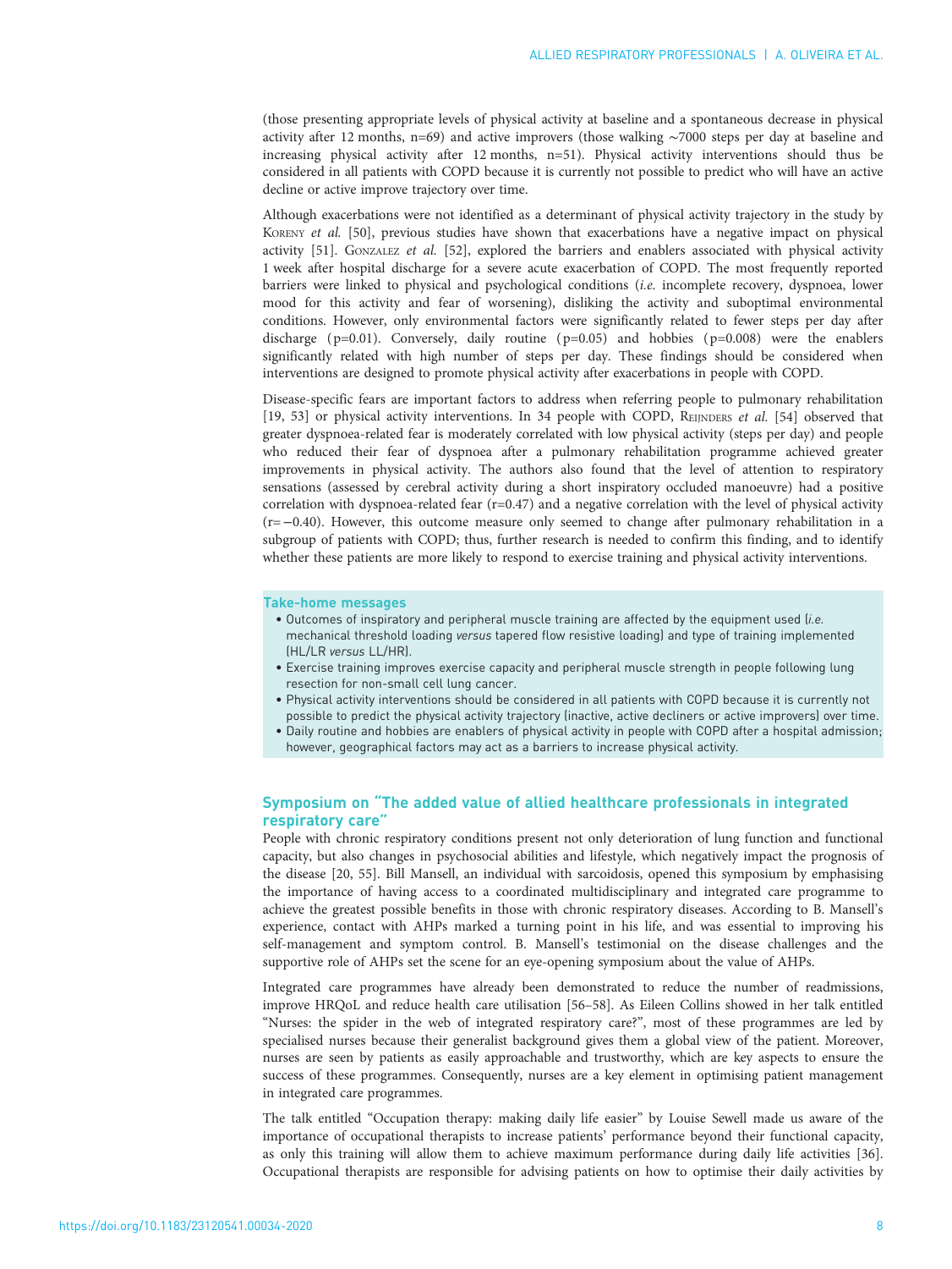(those presenting appropriate levels of physical activity at baseline and a spontaneous decrease in physical activity after 12 months, n=69) and active improvers (those walking ∼7000 steps per day at baseline and increasing physical activity after 12 months, n=51). Physical activity interventions should thus be considered in all patients with COPD because it is currently not possible to predict who will have an active decline or active improve trajectory over time.

Although exacerbations were not identified as a determinant of physical activity trajectory in the study by Koreny *et al.* [50], previous studies have shown that exacerbations have a negative impact on physical activity [51]. Gonzalez *et al.* [52], explored the barriers and enablers associated with physical activity 1 week after hospital discharge for a severe acute exacerbation of COPD. The most frequently reported barriers were linked to physical and psychological conditions (*i.e.* incomplete recovery, dyspnoea, lower mood for this activity and fear of worsening), disliking the activity and suboptimal environmental conditions. However, only environmental factors were significantly related to fewer steps per day after discharge ($p=0.01$). Conversely, daily routine ($p=0.05$) and hobbies ($p=0.008$) were the enablers significantly related with high number of steps per day. These findings should be considered when interventions are designed to promote physical activity after exacerbations in people with COPD.

Disease-specific fears are important factors to address when referring people to pulmonary rehabilitation [19, 53] or physical activity interventions. In 34 people with COPD, Reijnders *et al.* [54] observed that greater dyspnoea-related fear is moderately correlated with low physical activity (steps per day) and people who reduced their fear of dyspnoea after a pulmonary rehabilitation programme achieved greater improvements in physical activity. The authors also found that the level of attention to respiratory sensations (assessed by cerebral activity during a short inspiratory occluded manoeuvre) had a positive correlation with dyspnoea-related fear ($r=0.47$) and a negative correlation with the level of physical activity ($r=-0.40$). However, this outcome measure only seemed to change after pulmonary rehabilitation in a subgroup of patients with COPD; thus, further research is needed to confirm this finding, and to identify whether these patients are more likely to respond to exercise training and physical activity interventions.

**Take-home messages**

- Outcomes of inspiratory and peripheral muscle training are affected by the equipment used (*i.e.* mechanical threshold loading *versus* tapered flow resistive loading) and type of training implemented (HL/LR *versus* LL/HR).
- Exercise training improves exercise capacity and peripheral muscle strength in people following lung resection for non-small cell lung cancer.
- Physical activity interventions should be considered in all patients with COPD because it is currently not possible to predict the physical activity trajectory (inactive, active decliners or active improvers) over time.
- Daily routine and hobbies are enablers of physical activity in people with COPD after a hospital admission; however, geographical factors may act as a barriers to increase physical activity.

## Symposium on "The added value of allied healthcare professionals in integrated respiratory care"

People with chronic respiratory conditions present not only deterioration of lung function and functional capacity, but also changes in psychosocial abilities and lifestyle, which negatively impact the prognosis of the disease [20, 55]. Bill Mansell, an individual with sarcoidosis, opened this symposium by emphasising the importance of having access to a coordinated multidisciplinary and integrated care programme to achieve the greatest possible benefits in those with chronic respiratory diseases. According to B. Mansell's experience, contact with AHPs marked a turning point in his life, and was essential to improving his self-management and symptom control. B. Mansell's testimonial on the disease challenges and the supportive role of AHPs set the scene for an eye-opening symposium about the value of AHPs.

Integrated care programmes have already been demonstrated to reduce the number of readmissions, improve HRQoL and reduce health care utilisation [56–58]. As Eileen Collins showed in her talk entitled "Nurses: the spider in the web of integrated respiratory care?", most of these programmes are led by specialised nurses because their generalist background gives them a global view of the patient. Moreover, nurses are seen by patients as easily approachable and trustworthy, which are key aspects to ensure the success of these programmes. Consequently, nurses are a key element in optimising patient management in integrated care programmes.

The talk entitled "Occupation therapy: making daily life easier" by Louise Sewell made us aware of the importance of occupational therapists to increase patients' performance beyond their functional capacity, as only this training will allow them to achieve maximum performance during daily life activities [36]. Occupational therapists are responsible for advising patients on how to optimise their daily activities by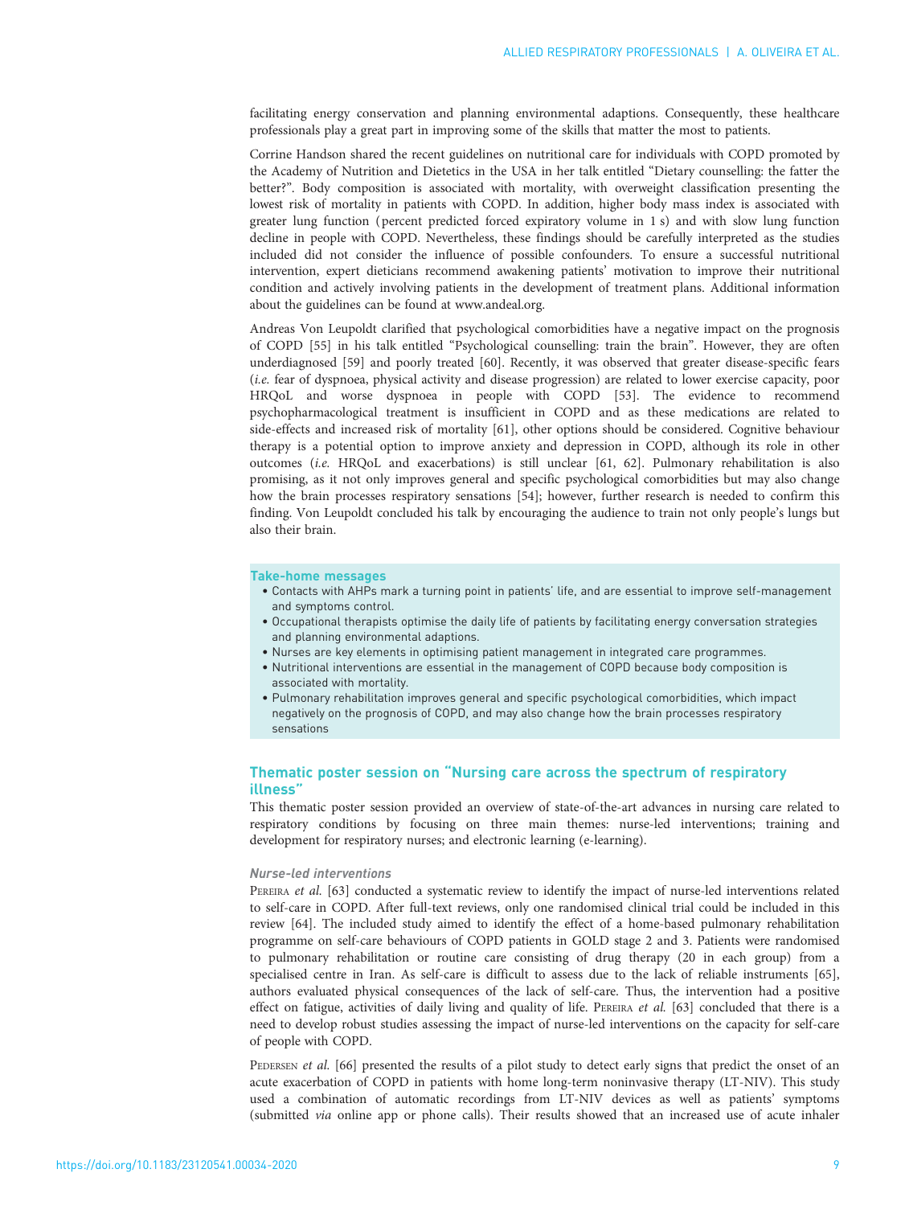facilitating energy conservation and planning environmental adaptions. Consequently, these healthcare professionals play a great part in improving some of the skills that matter the most to patients.

Corrine Handson shared the recent guidelines on nutritional care for individuals with COPD promoted by the Academy of Nutrition and Dietetics in the USA in her talk entitled "Dietary counselling: the fatter the better?". Body composition is associated with mortality, with overweight classification presenting the lowest risk of mortality in patients with COPD. In addition, higher body mass index is associated with greater lung function (percent predicted forced expiratory volume in 1 s) and with slow lung function decline in people with COPD. Nevertheless, these findings should be carefully interpreted as the studies included did not consider the influence of possible confounders. To ensure a successful nutritional intervention, expert dieticians recommend awakening patients' motivation to improve their nutritional condition and actively involving patients in the development of treatment plans. Additional information about the guidelines can be found at www.andeal.org.

Andreas Von Leupoldt clarified that psychological comorbidities have a negative impact on the prognosis of COPD [55] in his talk entitled "Psychological counselling: train the brain". However, they are often underdiagnosed [59] and poorly treated [60]. Recently, it was observed that greater disease-specific fears (*i.e.* fear of dyspnoea, physical activity and disease progression) are related to lower exercise capacity, poor HRQoL and worse dyspnoea in people with COPD [53]. The evidence to recommend psychopharmacological treatment is insufficient in COPD and as these medications are related to side-effects and increased risk of mortality [61], other options should be considered. Cognitive behaviour therapy is a potential option to improve anxiety and depression in COPD, although its role in other outcomes (*i.e.* HRQoL and exacerbations) is still unclear [61, 62]. Pulmonary rehabilitation is also promising, as it not only improves general and specific psychological comorbidities but may also change how the brain processes respiratory sensations [54]; however, further research is needed to confirm this finding. Von Leupoldt concluded his talk by encouraging the audience to train not only people's lungs but also their brain.

**Take-home messages**

- Contacts with AHPs mark a turning point in patients' life, and are essential to improve self-management and symptoms control.
- Occupational therapists optimise the daily life of patients by facilitating energy conversation strategies and planning environmental adaptions.
- Nurses are key elements in optimising patient management in integrated care programmes.
- Nutritional interventions are essential in the management of COPD because body composition is associated with mortality.
- Pulmonary rehabilitation improves general and specific psychological comorbidities, which impact negatively on the prognosis of COPD, and may also change how the brain processes respiratory sensations

## Thematic poster session on "Nursing care across the spectrum of respiratory illness"

This thematic poster session provided an overview of state-of-the-art advances in nursing care related to respiratory conditions by focusing on three main themes: nurse-led interventions; training and development for respiratory nurses; and electronic learning (e-learning).

### Nurse-led interventions

Pereira *et al.* [63] conducted a systematic review to identify the impact of nurse-led interventions related to self-care in COPD. After full-text reviews, only one randomised clinical trial could be included in this review [64]. The included study aimed to identify the effect of a home-based pulmonary rehabilitation programme on self-care behaviours of COPD patients in GOLD stage 2 and 3. Patients were randomised to pulmonary rehabilitation or routine care consisting of drug therapy (20 in each group) from a specialised centre in Iran. As self-care is difficult to assess due to the lack of reliable instruments [65], authors evaluated physical consequences of the lack of self-care. Thus, the intervention had a positive effect on fatigue, activities of daily living and quality of life. Pereira *et al.* [63] concluded that there is a need to develop robust studies assessing the impact of nurse-led interventions on the capacity for self-care of people with COPD.

Pedersen *et al.* [66] presented the results of a pilot study to detect early signs that predict the onset of an acute exacerbation of COPD in patients with home long-term noninvasive therapy (LT-NIV). This study used a combination of automatic recordings from LT-NIV devices as well as patients' symptoms (submitted *via* online app or phone calls). Their results showed that an increased use of acute inhaler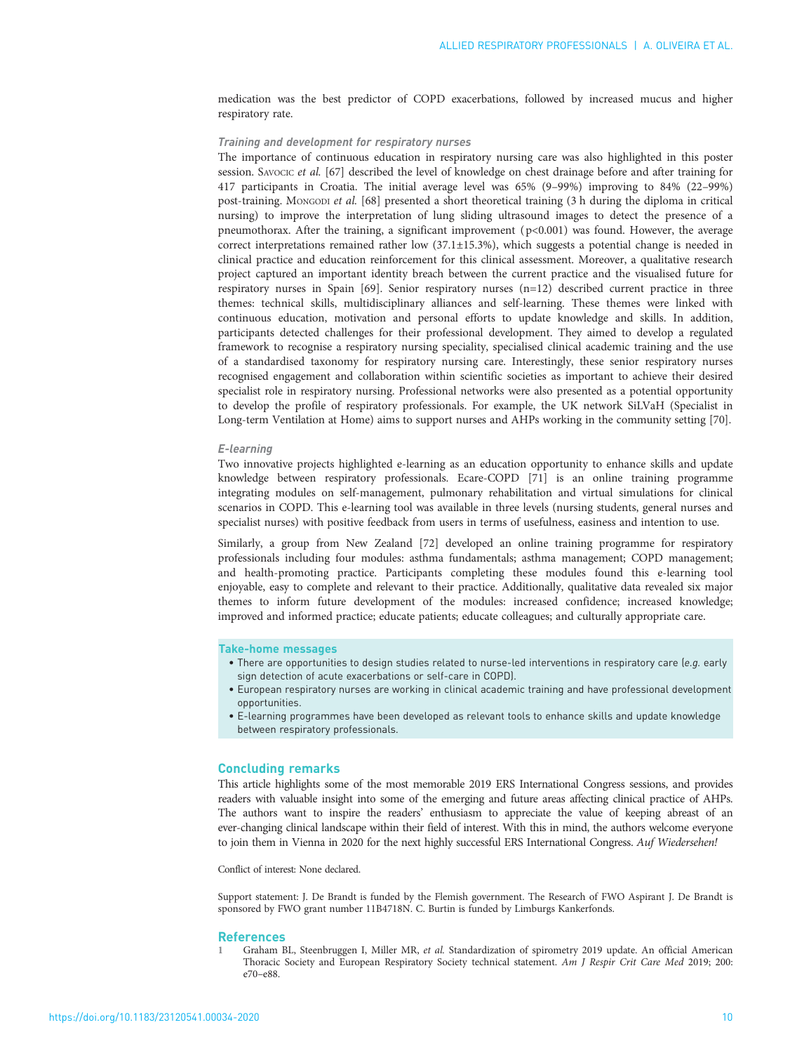medication was the best predictor of COPD exacerbations, followed by increased mucus and higher respiratory rate.

#### *Training and development for respiratory nurses*

The importance of continuous education in respiratory nursing care was also highlighted in this poster session. Savocic *et al.* [67] described the level of knowledge on chest drainage before and after training for 417 participants in Croatia. The initial average level was 65% (9–99%) improving to 84% (22–99%) post-training. Mongodi *et al.* [68] presented a short theoretical training (3 h during the diploma in critical nursing) to improve the interpretation of lung sliding ultrasound images to detect the presence of a pneumothorax. After the training, a significant improvement ($p<0.001$) was found. However, the average correct interpretations remained rather low (37.1±15.3%), which suggests a potential change is needed in clinical practice and education reinforcement for this clinical assessment. Moreover, a qualitative research project captured an important identity breach between the current practice and the visualised future for respiratory nurses in Spain [69]. Senior respiratory nurses (n=12) described current practice in three themes: technical skills, multidisciplinary alliances and self-learning. These themes were linked with continuous education, motivation and personal efforts to update knowledge and skills. In addition, participants detected challenges for their professional development. They aimed to develop a regulated framework to recognise a respiratory nursing speciality, specialised clinical academic training and the use of a standardised taxonomy for respiratory nursing care. Interestingly, these senior respiratory nurses recognised engagement and collaboration within scientific societies as important to achieve their desired specialist role in respiratory nursing. Professional networks were also presented as a potential opportunity to develop the profile of respiratory professionals. For example, the UK network SiLVaH (Specialist in Long-term Ventilation at Home) aims to support nurses and AHPs working in the community setting [70].

#### *E-learning*

Two innovative projects highlighted e-learning as an education opportunity to enhance skills and update knowledge between respiratory professionals. Ecare-COPD [71] is an online training programme integrating modules on self-management, pulmonary rehabilitation and virtual simulations for clinical scenarios in COPD. This e-learning tool was available in three levels (nursing students, general nurses and specialist nurses) with positive feedback from users in terms of usefulness, easiness and intention to use.

Similarly, a group from New Zealand [72] developed an online training programme for respiratory professionals including four modules: asthma fundamentals; asthma management; COPD management; and health-promoting practice. Participants completing these modules found this e-learning tool enjoyable, easy to complete and relevant to their practice. Additionally, qualitative data revealed six major themes to inform future development of the modules: increased confidence; increased knowledge; improved and informed practice; educate patients; educate colleagues; and culturally appropriate care.

**Take-home messages**

- There are opportunities to design studies related to nurse-led interventions in respiratory care (*e.g.* early sign detection of acute exacerbations or self-care in COPD).
- European respiratory nurses are working in clinical academic training and have professional development opportunities.
- E-learning programmes have been developed as relevant tools to enhance skills and update knowledge between respiratory professionals.

## Concluding remarks

This article highlights some of the most memorable 2019 ERS International Congress sessions, and provides readers with valuable insight into some of the emerging and future areas affecting clinical practice of AHPs. The authors want to inspire the readers' enthusiasm to appreciate the value of keeping abreast of an ever-changing clinical landscape within their field of interest. With this in mind, the authors welcome everyone to join them in Vienna in 2020 for the next highly successful ERS International Congress. *Auf Wiedersehen!*

Conflict of interest: None declared.

Support statement: J. De Brandt is funded by the Flemish government. The Research of FWO Aspirant J. De Brandt is sponsored by FWO grant number 11B4718N. C. Burtin is funded by Limburgs Kankerfonds.

## References

1. Graham BL, Steenbruggen I, Miller MR, *et al.* Standardization of spirometry 2019 update. An official American Thoracic Society and European Respiratory Society technical statement. *Am J Respir Crit Care Med* 2019; 200: e70–e88.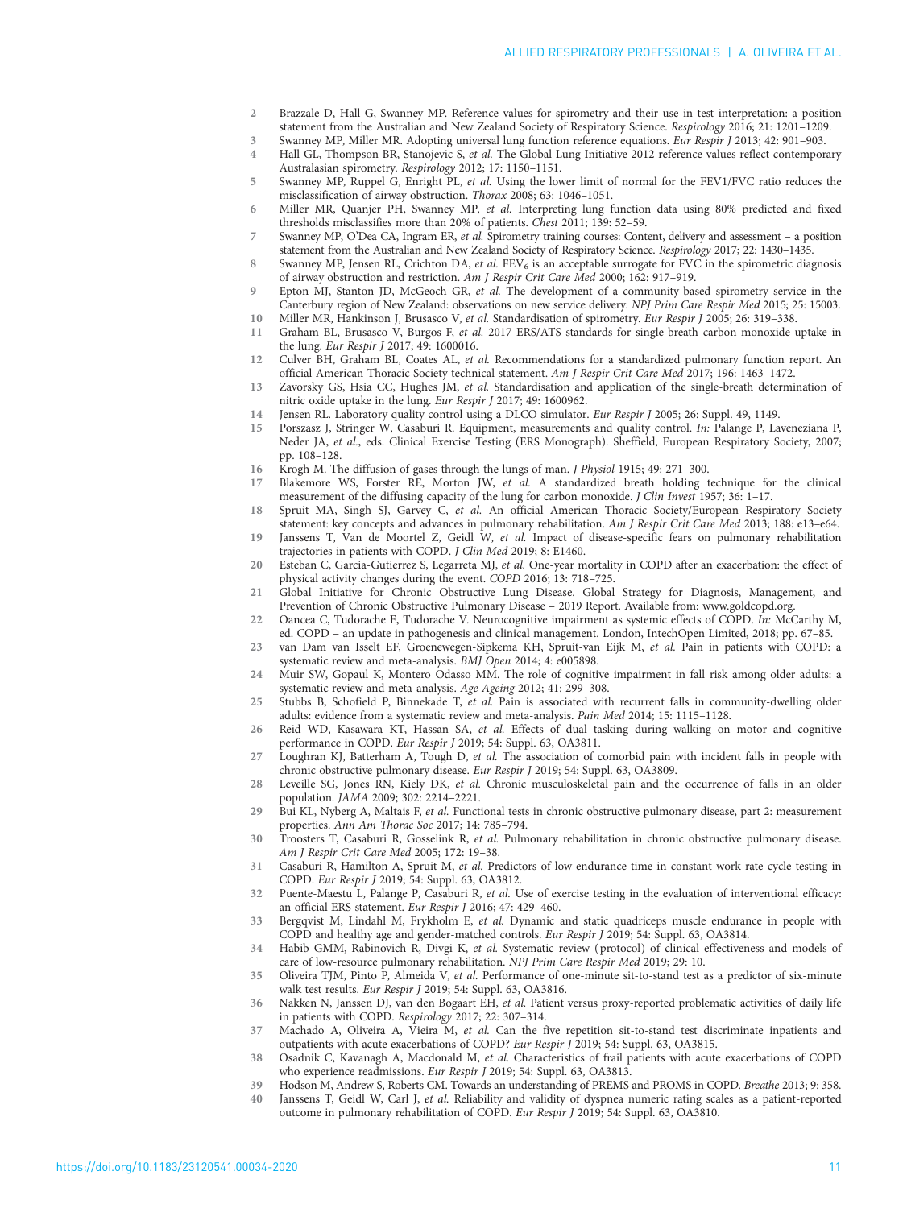2. Brazzale D, Hall G, Swanney MP. Reference values for spirometry and their use in test interpretation: a position statement from the Australian and New Zealand Society of Respiratory Science. *Respirology* 2016; 21: 1201–1209.
3. Swanney MP, Miller MR. Adopting universal lung function reference equations. *Eur Respir J* 2013; 42: 901–903.
4. Hall GL, Thompson BR, Stanojevic S, *et al.* The Global Lung Initiative 2012 reference values reflect contemporary Australasian spirometry. *Respirology* 2012; 17: 1150–1151.
5. Swanney MP, Ruppel G, Enright PL, *et al.* Using the lower limit of normal for the FEV1/FVC ratio reduces the misclassification of airway obstruction. *Thorax* 2008; 63: 1046–1051.
6. Miller MR, Quanjer PH, Swanney MP, *et al.* Interpreting lung function data using 80% predicted and fixed thresholds misclassifies more than 20% of patients. *Chest* 2011; 139: 52–59.
7. Swanney MP, O'Dea CA, Ingram ER, *et al.* Spirometry training courses: Content, delivery and assessment – a position statement from the Australian and New Zealand Society of Respiratory Science. *Respirology* 2017; 22: 1430–1435.
8. Swanney MP, Jensen RL, Crichton DA, *et al.* $FEV_6$ is an acceptable surrogate for FVC in the spirometric diagnosis of airway obstruction and restriction. *Am J Respir Crit Care Med* 2000; 162: 917–919.
9. Epton MJ, Stanton JD, McGeoch GR, *et al.* The development of a community-based spirometry service in the Canterbury region of New Zealand: observations on new service delivery. *NPJ Prim Care Respir Med* 2015; 25: 15003.
10. Miller MR, Hankinson J, Brusasco V, *et al.* Standardisation of spirometry. *Eur Respir J* 2005; 26: 319–338.
11. Graham BL, Brusasco V, Burgos F, *et al.* 2017 ERS/ATS standards for single-breath carbon monoxide uptake in the lung. *Eur Respir J* 2017; 49: 1600016.
12. Culver BH, Graham BL, Coates AL, *et al.* Recommendations for a standardized pulmonary function report. An official American Thoracic Society technical statement. *Am J Respir Crit Care Med* 2017; 196: 1463–1472.
13. Zavorsky GS, Hsia CC, Hughes JM, *et al.* Standardisation and application of the single-breath determination of nitric oxide uptake in the lung. *Eur Respir J* 2017; 49: 1600962.
14. Jensen RL. Laboratory quality control using a DLCO simulator. *Eur Respir J* 2005; 26: Suppl. 49, 1149.
15. Porszasz J, Stringer W, Casaburi R. Equipment, measurements and quality control. *In:* Palange P, Laveneziana P, Neder JA, *et al.*, eds. Clinical Exercise Testing (ERS Monograph). Sheffield, European Respiratory Society, 2007; pp. 108–128.
16. Krogh M. The diffusion of gases through the lungs of man. *J Physiol* 1915; 49: 271–300.
17. Blakemore WS, Forster RE, Morton JW, *et al.* A standardized breath holding technique for the clinical measurement of the diffusing capacity of the lung for carbon monoxide. *J Clin Invest* 1957; 36: 1–17.
18. Spruit MA, Singh SJ, Garvey C, *et al.* An official American Thoracic Society/European Respiratory Society statement: key concepts and advances in pulmonary rehabilitation. *Am J Respir Crit Care Med* 2013; 188: e13–e64.
19. Janssens T, Van de Moortel Z, Geidl W, *et al.* Impact of disease-specific fears on pulmonary rehabilitation trajectories in patients with COPD. *J Clin Med* 2019; 8: E1460.
20. Esteban C, Garcia-Gutierrez S, Legarreta MJ, *et al.* One-year mortality in COPD after an exacerbation: the effect of physical activity changes during the event. *COPD* 2016; 13: 718–725.
21. Global Initiative for Chronic Obstructive Lung Disease. Global Strategy for Diagnosis, Management, and Prevention of Chronic Obstructive Pulmonary Disease – 2019 Report. Available from: www.goldcopd.org.
22. Oancea C, Tudorache E, Tudorache V. Neurocognitive impairment as systemic effects of COPD. *In:* McCarthy M, ed. COPD – an update in pathogenesis and clinical management. London, IntechOpen Limited, 2018; pp. 67–85.
23. van Dam van Isselt EF, Groenewegen-Sipkema KH, Spruit-van Eijk M, *et al.* Pain in patients with COPD: a systematic review and meta-analysis. *BMJ Open* 2014; 4: e005898.
24. Muir SW, Gopaul K, Montero Odasso MM. The role of cognitive impairment in fall risk among older adults: a systematic review and meta-analysis. *Age Ageing* 2012; 41: 299–308.
25. Stubbs B, Schofield P, Binnekade T, *et al.* Pain is associated with recurrent falls in community-dwelling older adults: evidence from a systematic review and meta-analysis. *Pain Med* 2014; 15: 1115–1128.
26. Reid WD, Kasawara KT, Hassan SA, *et al.* Effects of dual tasking during walking on motor and cognitive performance in COPD. *Eur Respir J* 2019; 54: Suppl. 63, OA3811.
27. Loughran KJ, Batterham A, Tough D, *et al.* The association of comorbid pain with incident falls in people with chronic obstructive pulmonary disease. *Eur Respir J* 2019; 54: Suppl. 63, OA3809.
28. Leveille SG, Jones RN, Kiely DK, *et al.* Chronic musculoskeletal pain and the occurrence of falls in an older population. *JAMA* 2009; 302: 2214–2221.
29. Bui KL, Nyberg A, Maltais F, *et al.* Functional tests in chronic obstructive pulmonary disease, part 2: measurement properties. *Ann Am Thorac Soc* 2017; 14: 785–794.
30. Troosters T, Casaburi R, Gosselink R, *et al.* Pulmonary rehabilitation in chronic obstructive pulmonary disease. *Am J Respir Crit Care Med* 2005; 172: 19–38.
31. Casaburi R, Hamilton A, Spruit M, *et al.* Predictors of low endurance time in constant work rate cycle testing in COPD. *Eur Respir J* 2019; 54: Suppl. 63, OA3812.
32. Puente-Maestu L, Palange P, Casaburi R, *et al.* Use of exercise testing in the evaluation of interventional efficacy: an official ERS statement. *Eur Respir J* 2016; 47: 429–460.
33. Bergqvist M, Lindahl M, Frykholm E, *et al.* Dynamic and static quadriceps muscle endurance in people with COPD and healthy age and gender-matched controls. *Eur Respir J* 2019; 54: Suppl. 63, OA3814.
34. Habib GMM, Rabinovich R, Divgi K, *et al.* Systematic review (protocol) of clinical effectiveness and models of care of low-resource pulmonary rehabilitation. *NPJ Prim Care Respir Med* 2019; 29: 10.
35. Oliveira TJM, Pinto P, Almeida V, *et al.* Performance of one-minute sit-to-stand test as a predictor of six-minute walk test results. *Eur Respir J* 2019; 54: Suppl. 63, OA3816.
36. Nakken N, Janssen DJ, van den Bogaart EH, *et al.* Patient versus proxy-reported problematic activities of daily life in patients with COPD. *Respirology* 2017; 22: 307–314.
37. Machado A, Oliveira A, Vieira M, *et al.* Can the five repetition sit-to-stand test discriminate inpatients and outpatients with acute exacerbations of COPD? *Eur Respir J* 2019; 54: Suppl. 63, OA3815.
38. Osadnik C, Kavanagh A, Macdonald M, *et al.* Characteristics of frail patients with acute exacerbations of COPD who experience readmissions. *Eur Respir J* 2019; 54: Suppl. 63, OA3813.
39. Hodson M, Andrew S, Roberts CM. Towards an understanding of PREMS and PROMS in COPD. *Breathe* 2013; 9: 358.
40. Janssens T, Geidl W, Carl J, *et al.* Reliability and validity of dyspnea numeric rating scales as a patient-reported outcome in pulmonary rehabilitation of COPD. *Eur Respir J* 2019; 54: Suppl. 63, OA3810.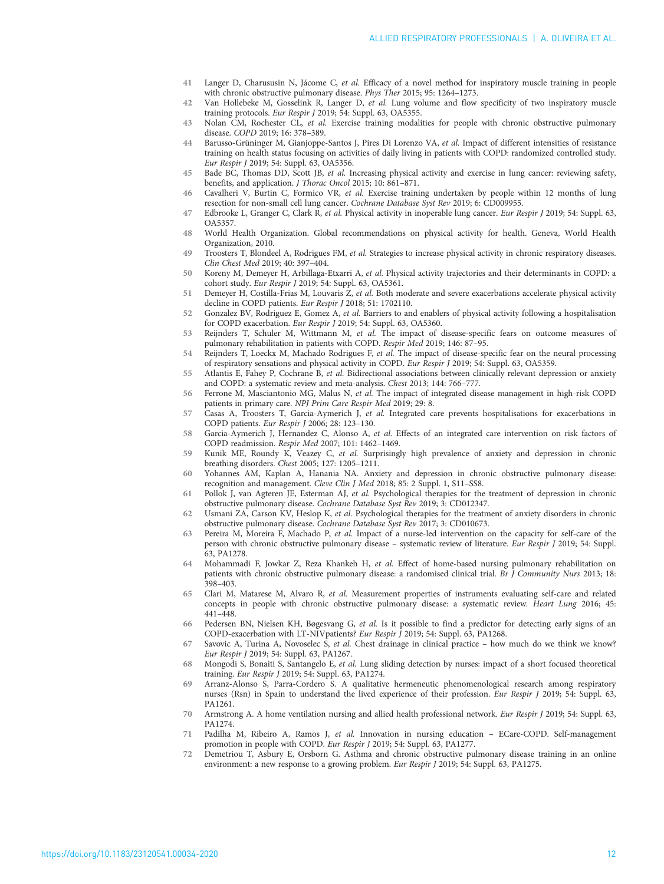41 Langer D, Charususin N, Jácome C, *et al.* Efficacy of a novel method for inspiratory muscle training in people with chronic obstructive pulmonary disease. *Phys Ther* 2015; 95: 1264–1273.

42 Van Hollebeke M, Gosselink R, Langer D, *et al.* Lung volume and flow specificity of two inspiratory muscle training protocols. *Eur Respir J* 2019; 54: Suppl. 63, OA5355.

43 Nolan CM, Rochester CL, *et al.* Exercise training modalities for people with chronic obstructive pulmonary disease. *COPD* 2019; 16: 378–389.

44 Barusso-Grüninger M, Gianjoppe-Santos J, Pires Di Lorenzo VA, *et al.* Impact of different intensities of resistance training on health status focusing on activities of daily living in patients with COPD: randomized controlled study. *Eur Respir J* 2019; 54: Suppl. 63, OA5356.

45 Bade BC, Thomas DD, Scott JB, *et al.* Increasing physical activity and exercise in lung cancer: reviewing safety, benefits, and application. *J Thorac Oncol* 2015; 10: 861–871.

46 Cavalheri V, Burtin C, Formico VR, *et al.* Exercise training undertaken by people within 12 months of lung resection for non-small cell lung cancer. *Cochrane Database Syst Rev* 2019; 6: CD009955.

47 Edbrooke L, Granger C, Clark R, *et al.* Physical activity in inoperable lung cancer. *Eur Respir J* 2019; 54: Suppl. 63, OA5357.

48 World Health Organization. Global recommendations on physical activity for health. Geneva, World Health Organization, 2010.

49 Troosters T, Blondeel A, Rodrigues FM, *et al.* Strategies to increase physical activity in chronic respiratory diseases. *Clin Chest Med* 2019; 40: 397–404.

50 Koreny M, Demeyer H, Arbillaga-Etxarri A, *et al.* Physical activity trajectories and their determinants in COPD: a cohort study. *Eur Respir J* 2019; 54: Suppl. 63, OA5361.

51 Demeyer H, Costilla-Frias M, Louvaris Z, *et al.* Both moderate and severe exacerbations accelerate physical activity decline in COPD patients. *Eur Respir J* 2018; 51: 1702110.

52 Gonzalez BV, Rodriguez E, Gomez A, *et al.* Barriers to and enablers of physical activity following a hospitalisation for COPD exacerbation. *Eur Respir J* 2019; 54: Suppl. 63, OA5360.

53 Reijnders T, Schuler M, Wittmann M, *et al.* The impact of disease-specific fears on outcome measures of pulmonary rehabilitation in patients with COPD. *Respir Med* 2019; 146: 87–95.

54 Reijnders T, Loeckx M, Machado Rodrigues F, *et al.* The impact of disease-specific fear on the neural processing of respiratory sensations and physical activity in COPD. *Eur Respir J* 2019; 54: Suppl. 63, OA5359.

55 Atlantis E, Fahey P, Cochrane B, *et al.* Bidirectional associations between clinically relevant depression or anxiety and COPD: a systematic review and meta-analysis. *Chest* 2013; 144: 766–777.

56 Ferrone M, Masciantonio MG, Malus N, *et al.* The impact of integrated disease management in high-risk COPD patients in primary care. *NPJ Prim Care Respir Med* 2019; 29: 8.

57 Casas A, Troosters T, Garcia-Aymerich J, *et al.* Integrated care prevents hospitalisations for exacerbations in COPD patients. *Eur Respir J* 2006; 28: 123–130.

58 Garcia-Aymerich J, Hernandez C, Alonso A, *et al.* Effects of an integrated care intervention on risk factors of COPD readmission. *Respir Med* 2007; 101: 1462–1469.

59 Kunik ME, Roundy K, Veazey C, *et al.* Surprisingly high prevalence of anxiety and depression in chronic breathing disorders. *Chest* 2005; 127: 1205–1211.

60 Yohannes AM, Kaplan A, Hanania NA. Anxiety and depression in chronic obstructive pulmonary disease: recognition and management. *Cleve Clin J Med* 2018; 85: 2 Suppl. 1, S11–SS8.

61 Pollok J, van Agteren JE, Esterman AJ, *et al.* Psychological therapies for the treatment of depression in chronic obstructive pulmonary disease. *Cochrane Database Syst Rev* 2019; 3: CD012347.

62 Usmani ZA, Carson KV, Heslop K, *et al.* Psychological therapies for the treatment of anxiety disorders in chronic obstructive pulmonary disease. *Cochrane Database Syst Rev* 2017; 3: CD010673.

63 Pereira M, Moreira F, Machado P, *et al.* Impact of a nurse-led intervention on the capacity for self-care of the person with chronic obstructive pulmonary disease – systematic review of literature. *Eur Respir J* 2019; 54: Suppl. 63, PA1278.

64 Mohammadi F, Jowkar Z, Reza Khankeh H, *et al.* Effect of home-based nursing pulmonary rehabilitation on patients with chronic obstructive pulmonary disease: a randomised clinical trial. *Br J Community Nurs* 2013; 18: 398–403.

65 Clari M, Matarese M, Alvaro R, *et al.* Measurement properties of instruments evaluating self-care and related concepts in people with chronic obstructive pulmonary disease: a systematic review. *Heart Lung* 2016; 45: 441–448.

66 Pedersen BN, Nielsen KH, Bøgesvang G, *et al.* Is it possible to find a predictor for detecting early signs of an COPD-exacerbation with LT-NIVpatients? *Eur Respir J* 2019; 54: Suppl. 63, PA1268.

67 Savovic A, Turina A, Novoselec S, *et al.* Chest drainage in clinical practice – how much do we think we know? *Eur Respir J* 2019; 54: Suppl. 63, PA1267.

68 Mongodi S, Bonaiti S, Santangelo E, *et al.* Lung sliding detection by nurses: impact of a short focused theoretical training. *Eur Respir J* 2019; 54: Suppl. 63, PA1274.

69 Arranz-Alonso S, Parra-Cordero S. A qualitative hermeneutic phenomenological research among respiratory nurses (Rsn) in Spain to understand the lived experience of their profession. *Eur Respir J* 2019; 54: Suppl. 63, PA1261.

70 Armstrong A. A home ventilation nursing and allied health professional network. *Eur Respir J* 2019; 54: Suppl. 63, PA1274.

71 Padilha M, Ribeiro A, Ramos J, *et al.* Innovation in nursing education – ECare-COPD. Self-management promotion in people with COPD. *Eur Respir J* 2019; 54: Suppl. 63, PA1277.

72 Demetriou T, Asbury E, Orsborn G. Asthma and chronic obstructive pulmonary disease training in an online environment: a new response to a growing problem. *Eur Respir J* 2019; 54: Suppl. 63, PA1275.